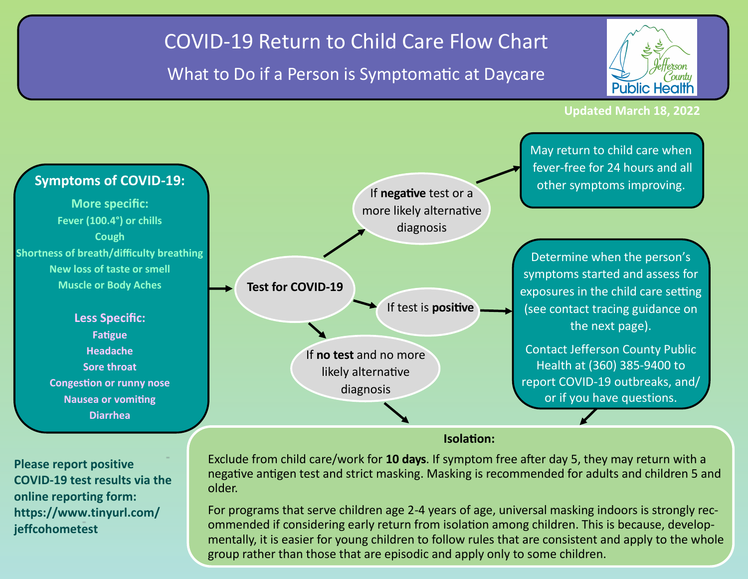# COVID-19 Return to Child Care Flow Chart

## What to Do if a Person is Symptomatic at Daycare

Updated March 18, 2022

### Symptoms of COVID-19:

**More specific:**

- Fever (100.4°) or chills
- Cough
- Shortness of breath/difficulty breathing
- New loss of taste or smell
- Muscle or Body Aches

**Less Specific:**

- Fatigue
- Headache
- Sore throat
- Congestion or runny nose
- Nausea or vomiting
- Diarrhea

→ **Test for COVID-19**

- If **negative** test or a more likely alternative diagnosis → May return to child care when fever-free for 24 hours and all other symptoms improving.
- If test is **positive** → Determine when the person's symptoms started and assess for exposures in the child care setting (see contact tracing guidance on the next page).

  Contact Jefferson County Public Health at (360) 385-9400 to report COVID-19 outbreaks, and/ or if you have questions.

  → Isolation
- If **no test** and no more likely alternative diagnosis → Isolation

**Isolation:**

Exclude from child care/work for **10 days**. If symptom free after day 5, they may return with a negative antigen test and strict masking. Masking is recommended for adults and children 5 and older.

For programs that serve children age 2-4 years of age, universal masking indoors is strongly recommended if considering early return from isolation among children. This is because, developmentally, it is easier for young children to follow rules that are consistent and apply to the whole group rather than those that are episodic and apply only to some children.

**Please report positive COVID-19 test results via the online reporting form: https://www.tinyurl.com/jeffcohometest**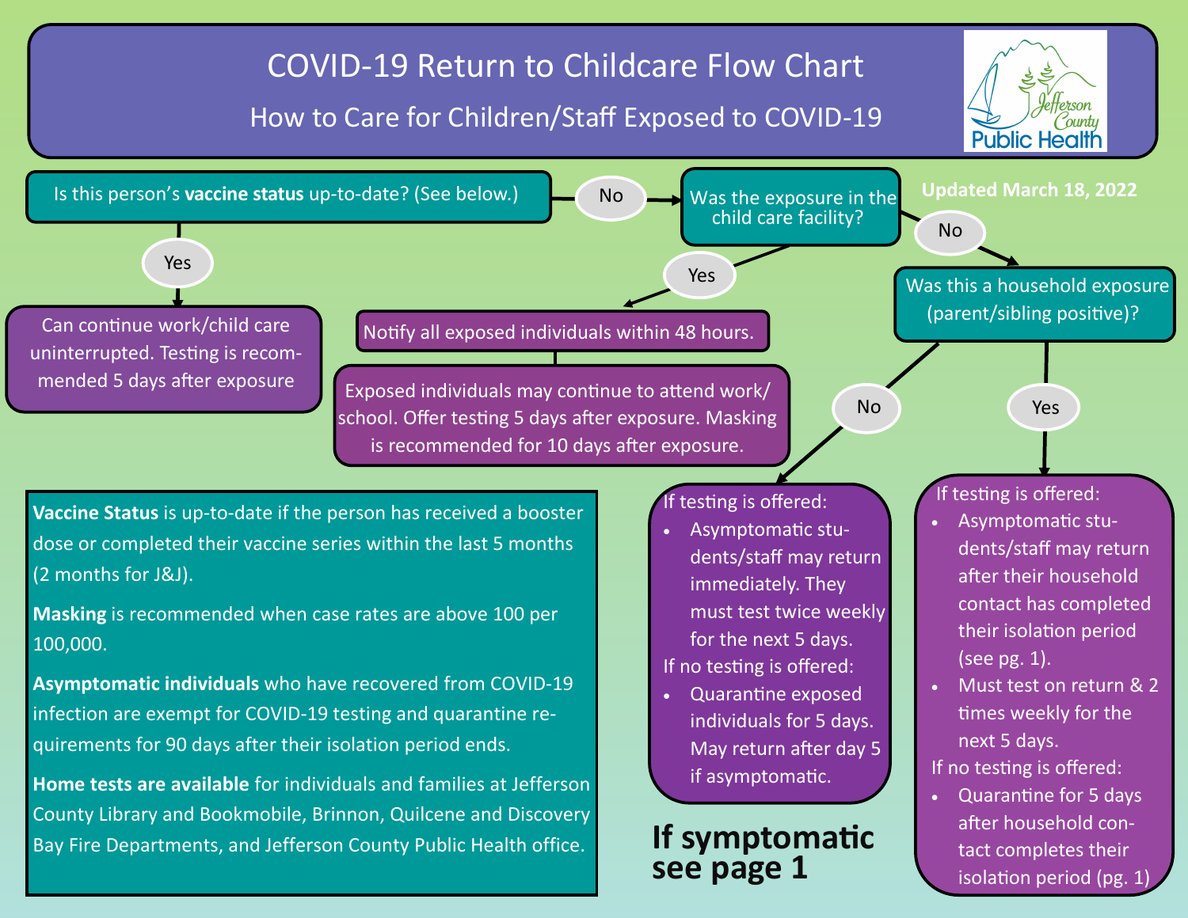# COVID-19 Return to Childcare Flow Chart

## How to Care for Children/Staff Exposed to COVID-19

Jefferson County Public Health

Updated March 18, 2022

Is this person's **vaccine status** up-to-date? (See below.)

Yes

Can continue work/child care uninterrupted. Testing is recommended 5 days after exposure

No

Was the exposure in the child care facility?

Yes

Notify all exposed individuals within 48 hours.

Exposed individuals may continue to attend work/school. Offer testing 5 days after exposure. Masking is recommended for 10 days after exposure.

No

Was this a household exposure (parent/sibling positive)?

No

If testing is offered:

- Asymptomatic students/staff may return immediately. They must test twice weekly for the next 5 days.

If no testing is offered:

- Quarantine exposed individuals for 5 days. May return after day 5 if asymptomatic.

Yes

If testing is offered:

- Asymptomatic students/staff may return after their household contact has completed their isolation period (see pg. 1).
- Must test on return & 2 times weekly for the next 5 days.

If no testing is offered:

- Quarantine for 5 days after household contact completes their isolation period (pg. 1)

**If symptomatic see page 1**

**Vaccine Status** is up-to-date if the person has received a booster dose or completed their vaccine series within the last 5 months (2 months for J&J).

**Masking** is recommended when case rates are above 100 per 100,000.

**Asymptomatic individuals** who have recovered from COVID-19 infection are exempt for COVID-19 testing and quarantine requirements for 90 days after their isolation period ends.

**Home tests are available** for individuals and families at Jefferson County Library and Bookmobile, Brinnon, Quilcene and Discovery Bay Fire Departments, and Jefferson County Public Health office.